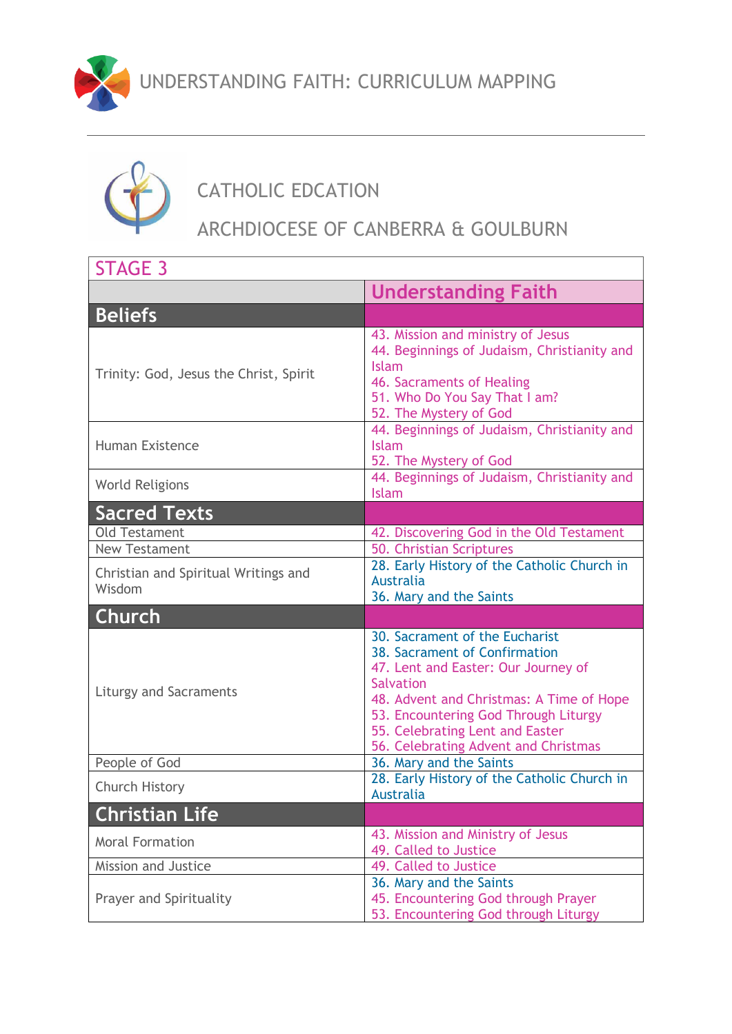# UNDERSTANDING FAITH: CURRICULUM MAPPING

## CATHOLIC EDCATION

## ARCHDIOCESE OF CANBERRA & GOULBURN

| STAGE 3 | |
|---|---|
| | **Understanding Faith** |
| **Beliefs** | |
| Trinity: God, Jesus the Christ, Spirit | 43. Mission and ministry of Jesus<br>44. Beginnings of Judaism, Christianity and Islam<br>46. Sacraments of Healing<br>51. Who Do You Say That I am?<br>52. The Mystery of God |
| Human Existence | 44. Beginnings of Judaism, Christianity and Islam<br>52. The Mystery of God |
| World Religions | 44. Beginnings of Judaism, Christianity and Islam |
| **Sacred Texts** | |
| Old Testament | 42. Discovering God in the Old Testament |
| New Testament | 50. Christian Scriptures |
| Christian and Spiritual Writings and Wisdom | 28. Early History of the Catholic Church in Australia<br>36. Mary and the Saints |
| **Church** | |
| Liturgy and Sacraments | 30. Sacrament of the Eucharist<br>38. Sacrament of Confirmation<br>47. Lent and Easter: Our Journey of Salvation<br>48. Advent and Christmas: A Time of Hope<br>53. Encountering God Through Liturgy<br>55. Celebrating Lent and Easter<br>56. Celebrating Advent and Christmas |
| People of God | 36. Mary and the Saints |
| Church History | 28. Early History of the Catholic Church in Australia |
| **Christian Life** | |
| Moral Formation | 43. Mission and Ministry of Jesus<br>49. Called to Justice |
| Mission and Justice | 49. Called to Justice |
| Prayer and Spirituality | 36. Mary and the Saints<br>45. Encountering God through Prayer<br>53. Encountering God through Liturgy |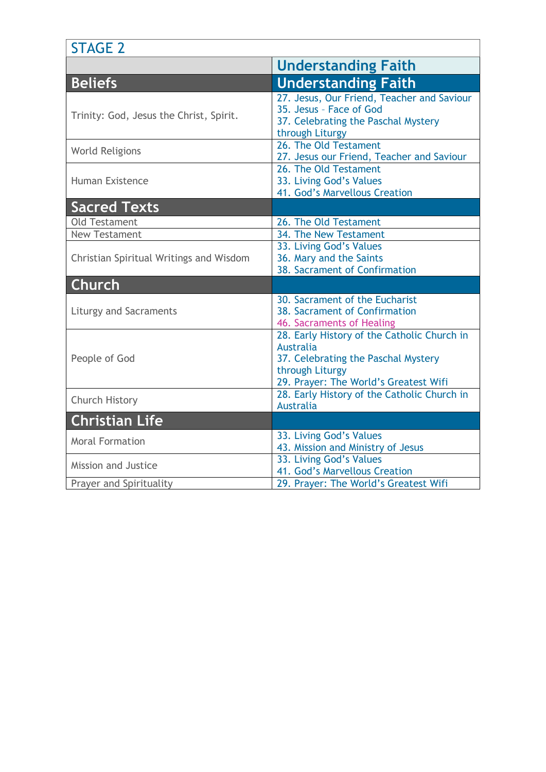| STAGE 2 | |
|---|---|
| | **Understanding Faith** |
| **Beliefs** | **Understanding Faith** |
| Trinity: God, Jesus the Christ, Spirit. | 27. Jesus, Our Friend, Teacher and Saviour<br>35. Jesus – Face of God<br>37. Celebrating the Paschal Mystery through Liturgy |
| World Religions | 26. The Old Testament<br>27. Jesus our Friend, Teacher and Saviour |
| Human Existence | 26. The Old Testament<br>33. Living God's Values<br>41. God's Marvellous Creation |
| **Sacred Texts** | |
| Old Testament | 26. The Old Testament |
| New Testament | 34. The New Testament |
| Christian Spiritual Writings and Wisdom | 33. Living God's Values<br>36. Mary and the Saints<br>38. Sacrament of Confirmation |
| **Church** | |
| Liturgy and Sacraments | 30. Sacrament of the Eucharist<br>38. Sacrament of Confirmation<br>46. Sacraments of Healing |
| People of God | 28. Early History of the Catholic Church in Australia<br>37. Celebrating the Paschal Mystery through Liturgy<br>29. Prayer: The World's Greatest Wifi |
| Church History | 28. Early History of the Catholic Church in Australia |
| **Christian Life** | |
| Moral Formation | 33. Living God's Values<br>43. Mission and Ministry of Jesus |
| Mission and Justice | 33. Living God's Values<br>41. God's Marvellous Creation |
| Prayer and Spirituality | 29. Prayer: The World's Greatest Wifi |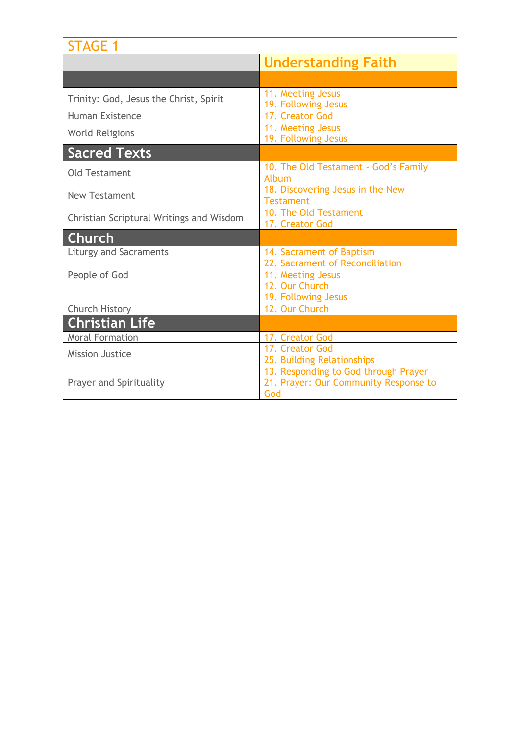STAGE 1

| | Understanding Faith |
|---|---|
| | |
| Trinity: God, Jesus the Christ, Spirit | 11. Meeting Jesus<br>19. Following Jesus |
| Human Existence | 17. Creator God |
| World Religions | 11. Meeting Jesus<br>19. Following Jesus |
| **Sacred Texts** | |
| Old Testament | 10. The Old Testament – God's Family Album |
| New Testament | 18. Discovering Jesus in the New Testament |
| Christian Scriptural Writings and Wisdom | 10. The Old Testament<br>17. Creator God |
| **Church** | |
| Liturgy and Sacraments | 14. Sacrament of Baptism<br>22. Sacrament of Reconciliation |
| People of God | 11. Meeting Jesus<br>12. Our Church<br>19. Following Jesus |
| Church History | 12. Our Church |
| **Christian Life** | |
| Moral Formation | 17. Creator God |
| Mission Justice | 17. Creator God<br>25. Building Relationships |
| Prayer and Spirituality | 13. Responding to God through Prayer<br>21. Prayer: Our Community Response to God |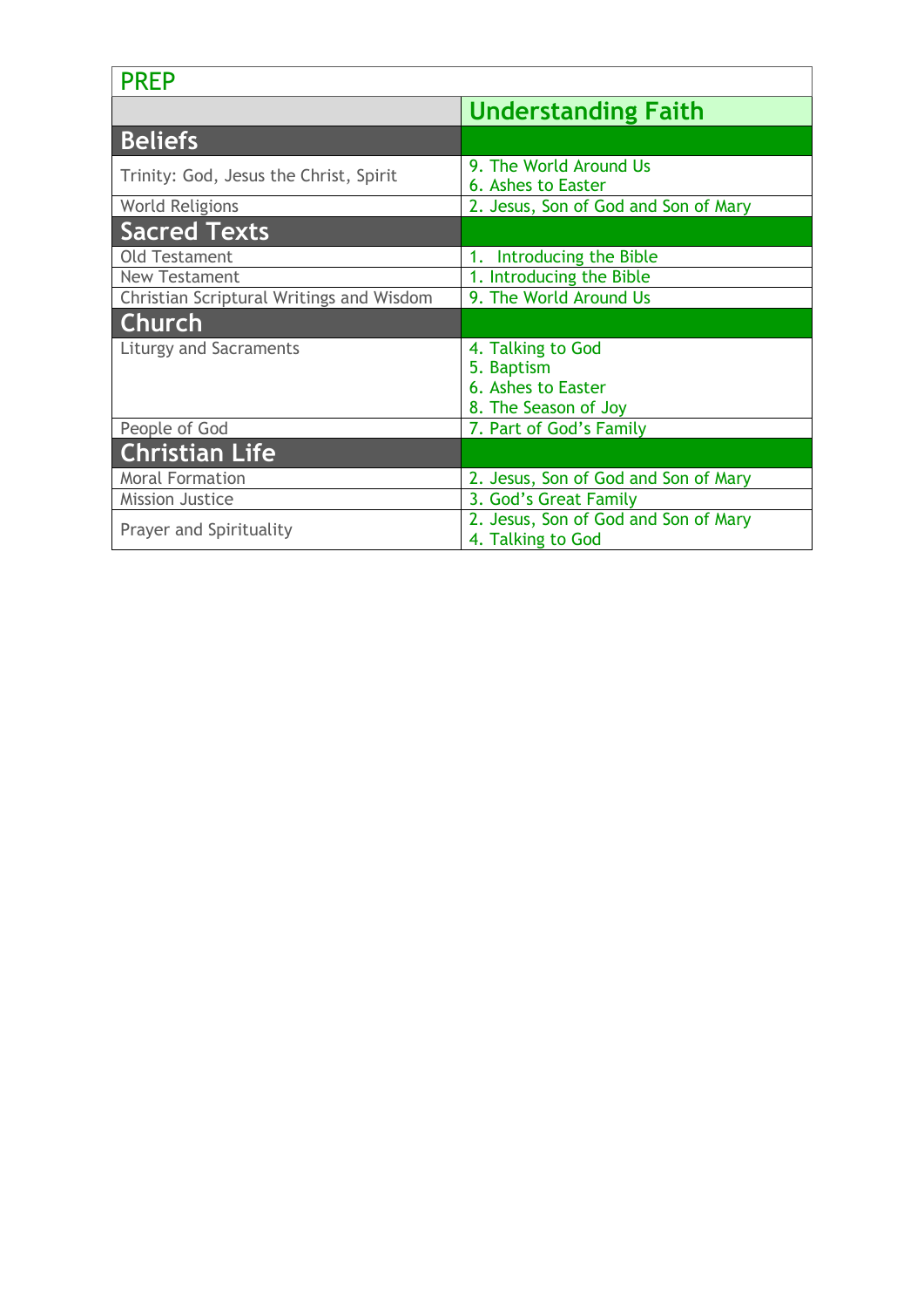| PREP | |
|---|---|
| | **Understanding Faith** |
| **Beliefs** | |
| Trinity: God, Jesus the Christ, Spirit | 9. The World Around Us<br>6. Ashes to Easter |
| World Religions | 2. Jesus, Son of God and Son of Mary |
| **Sacred Texts** | |
| Old Testament | 1. Introducing the Bible |
| New Testament | 1. Introducing the Bible |
| Christian Scriptural Writings and Wisdom | 9. The World Around Us |
| **Church** | |
| Liturgy and Sacraments | 4. Talking to God<br>5. Baptism<br>6. Ashes to Easter<br>8. The Season of Joy |
| People of God | 7. Part of God's Family |
| **Christian Life** | |
| Moral Formation | 2. Jesus, Son of God and Son of Mary |
| Mission Justice | 3. God's Great Family |
| Prayer and Spirituality | 2. Jesus, Son of God and Son of Mary<br>4. Talking to God |